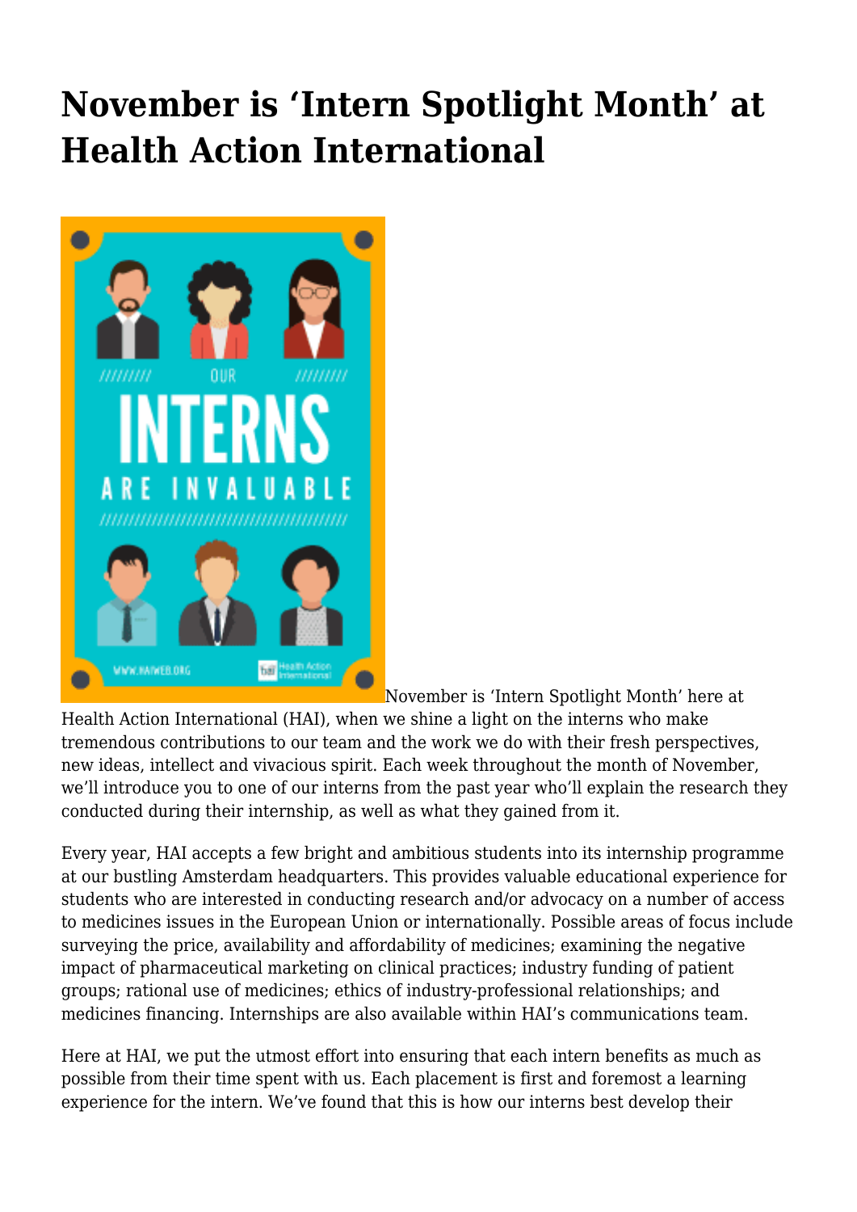# November is ‘Intern Spotlight Month’ at Health Action International

November is ‘Intern Spotlight Month’ here at Health Action International (HAI), when we shine a light on the interns who make tremendous contributions to our team and the work we do with their fresh perspectives, new ideas, intellect and vivacious spirit. Each week throughout the month of November, we’ll introduce you to one of our interns from the past year who’ll explain the research they conducted during their internship, as well as what they gained from it.

Every year, HAI accepts a few bright and ambitious students into its internship programme at our bustling Amsterdam headquarters. This provides valuable educational experience for students who are interested in conducting research and/or advocacy on a number of access to medicines issues in the European Union or internationally. Possible areas of focus include surveying the price, availability and affordability of medicines; examining the negative impact of pharmaceutical marketing on clinical practices; industry funding of patient groups; rational use of medicines; ethics of industry-professional relationships; and medicines financing. Internships are also available within HAI’s communications team.

Here at HAI, we put the utmost effort into ensuring that each intern benefits as much as possible from their time spent with us. Each placement is first and foremost a learning experience for the intern. We’ve found that this is how our interns best develop their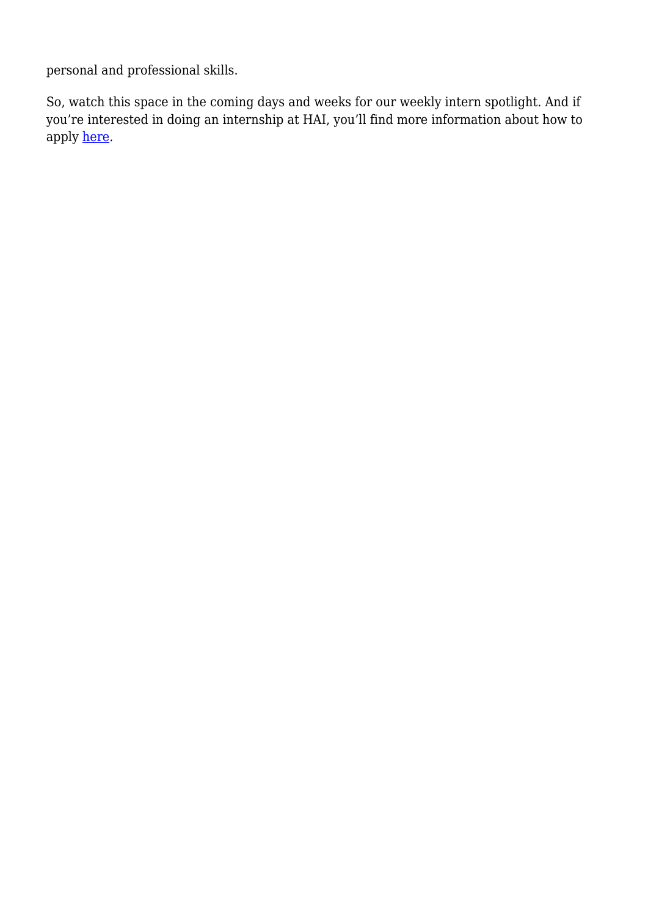personal and professional skills.

So, watch this space in the coming days and weeks for our weekly intern spotlight. And if you're interested in doing an internship at HAI, you'll find more information about how to apply here.